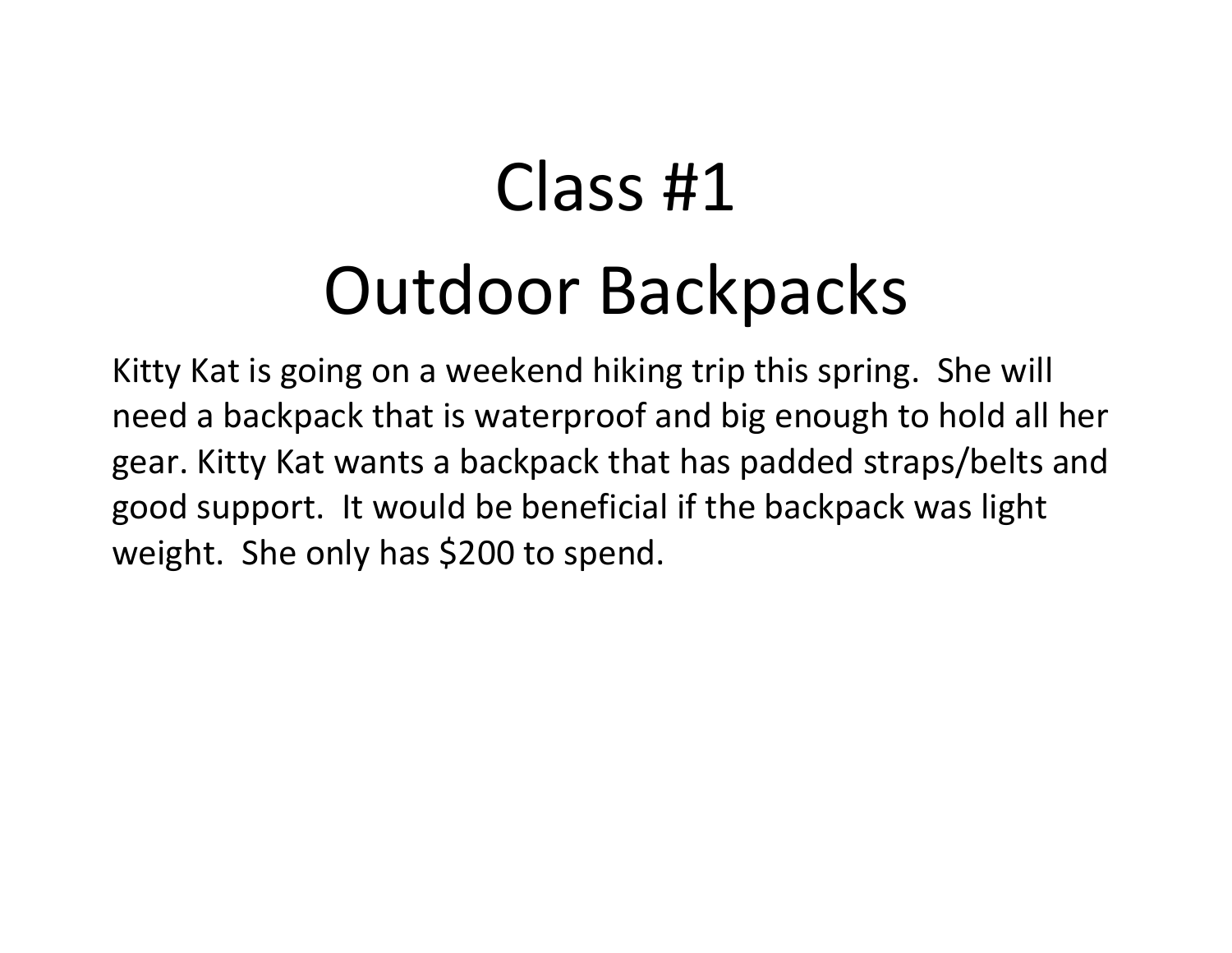# Class #1

# Outdoor Backpacks

Kitty Kat is going on a weekend hiking trip this spring. She will need a backpack that is waterproof and big enough to hold all her gear. Kitty Kat wants a backpack that has padded straps/belts and good support. It would be beneficial if the backpack was light weight. She only has $200 to spend.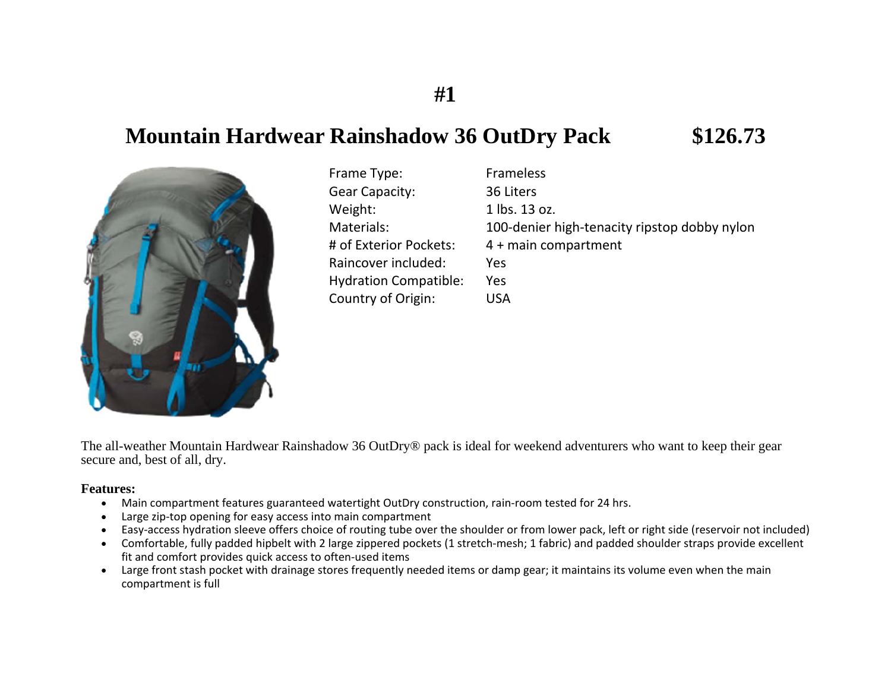# #1

## Mountain Hardwear Rainshadow 36 OutDry Pack $126.73

| | |
|---|---|
| Frame Type: | Frameless |
| Gear Capacity: | 36 Liters |
| Weight: | 1 lbs. 13 oz. |
| Materials: | 100-denier high-tenacity ripstop dobby nylon |
| # of Exterior Pockets: | 4 + main compartment |
| Raincover included: | Yes |
| Hydration Compatible: | Yes |
| Country of Origin: | USA |

The all-weather Mountain Hardwear Rainshadow 36 OutDry® pack is ideal for weekend adventurers who want to keep their gear secure and, best of all, dry.

**Features:**

- Main compartment features guaranteed watertight OutDry construction, rain-room tested for 24 hrs.
- Large zip-top opening for easy access into main compartment
- Easy-access hydration sleeve offers choice of routing tube over the shoulder or from lower pack, left or right side (reservoir not included)
- Comfortable, fully padded hipbelt with 2 large zippered pockets (1 stretch-mesh; 1 fabric) and padded shoulder straps provide excellent fit and comfort provides quick access to often-used items
- Large front stash pocket with drainage stores frequently needed items or damp gear; it maintains its volume even when the main compartment is full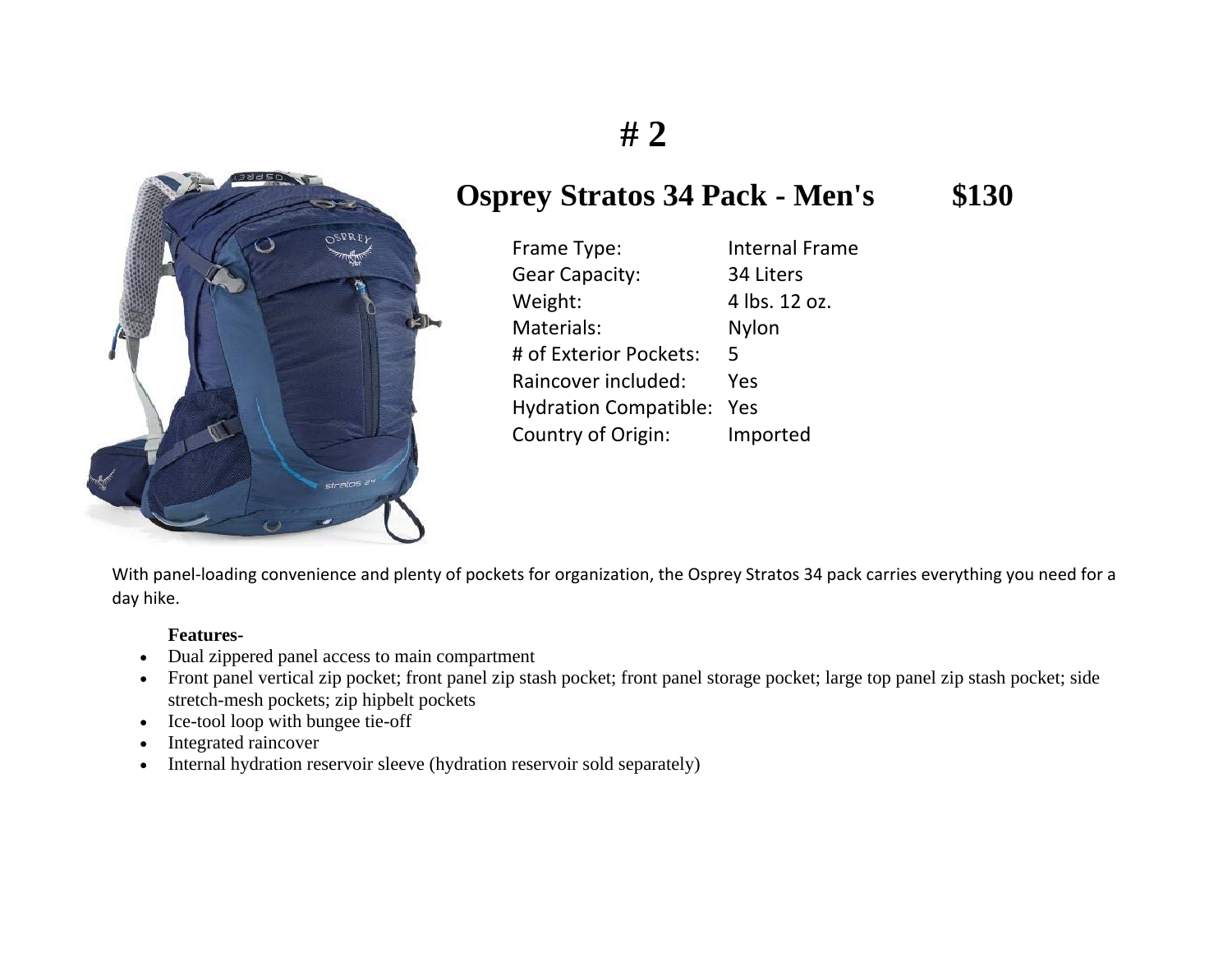# # 2

## Osprey Stratos 34 Pack - Men's $130

| | |
|---|---|
| Frame Type: | Internal Frame |
| Gear Capacity: | 34 Liters |
| Weight: | 4 lbs. 12 oz. |
| Materials: | Nylon |
| # of Exterior Pockets: | 5 |
| Raincover included: | Yes |
| Hydration Compatible: | Yes |
| Country of Origin: | Imported |

With panel-loading convenience and plenty of pockets for organization, the Osprey Stratos 34 pack carries everything you need for a day hike.

**Features-**

- Dual zippered panel access to main compartment
- Front panel vertical zip pocket; front panel zip stash pocket; front panel storage pocket; large top panel zip stash pocket; side stretch-mesh pockets; zip hipbelt pockets
- Ice-tool loop with bungee tie-off
- Integrated raincover
- Internal hydration reservoir sleeve (hydration reservoir sold separately)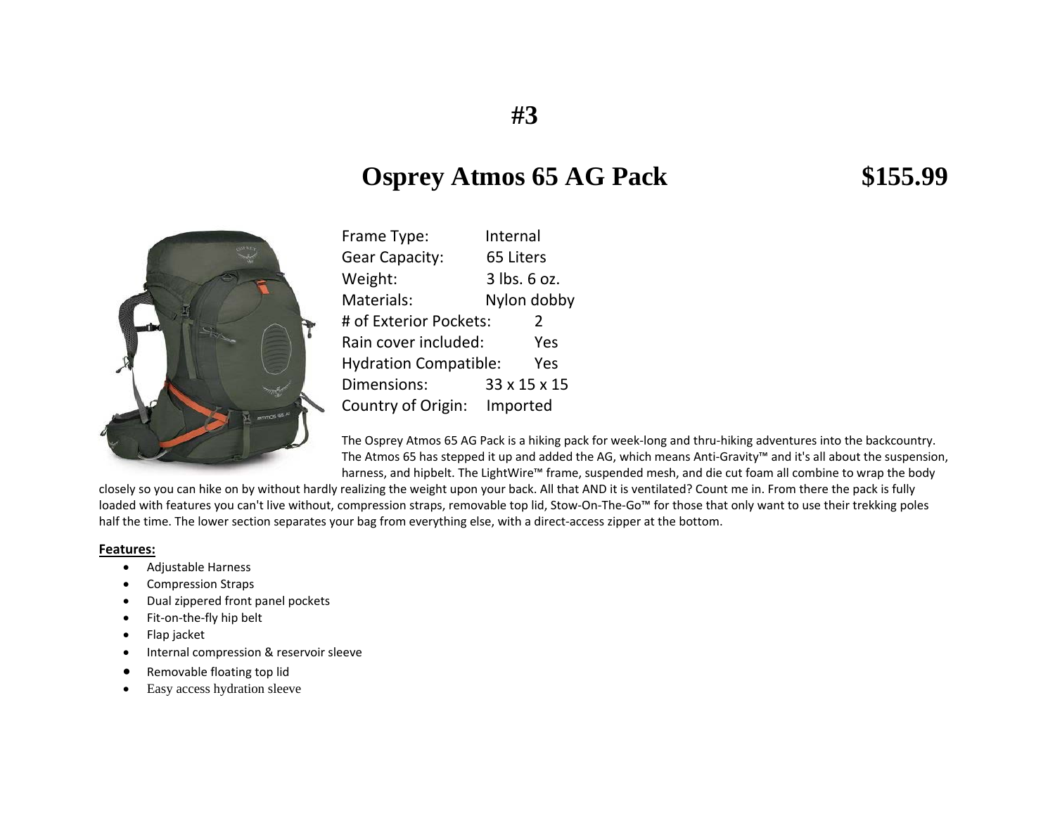# #3

## Osprey Atmos 65 AG Pack $155.99

Frame Type: Internal
Gear Capacity: 65 Liters
Weight: 3 lbs. 6 oz.
Materials: Nylon dobby
# of Exterior Pockets: 2
Rain cover included: Yes
Hydration Compatible: Yes
Dimensions: 33 x 15 x 15
Country of Origin: Imported

The Osprey Atmos 65 AG Pack is a hiking pack for week-long and thru-hiking adventures into the backcountry. The Atmos 65 has stepped it up and added the AG, which means Anti-Gravity™ and it's all about the suspension, harness, and hipbelt. The LightWire™ frame, suspended mesh, and die cut foam all combine to wrap the body closely so you can hike on by without hardly realizing the weight upon your back. All that AND it is ventilated? Count me in. From there the pack is fully loaded with features you can't live without, compression straps, removable top lid, Stow-On-The-Go™ for those that only want to use their trekking poles half the time. The lower section separates your bag from everything else, with a direct-access zipper at the bottom.

**Features:**

- Adjustable Harness
- Compression Straps
- Dual zippered front panel pockets
- Fit-on-the-fly hip belt
- Flap jacket
- Internal compression & reservoir sleeve
- Removable floating top lid
- Easy access hydration sleeve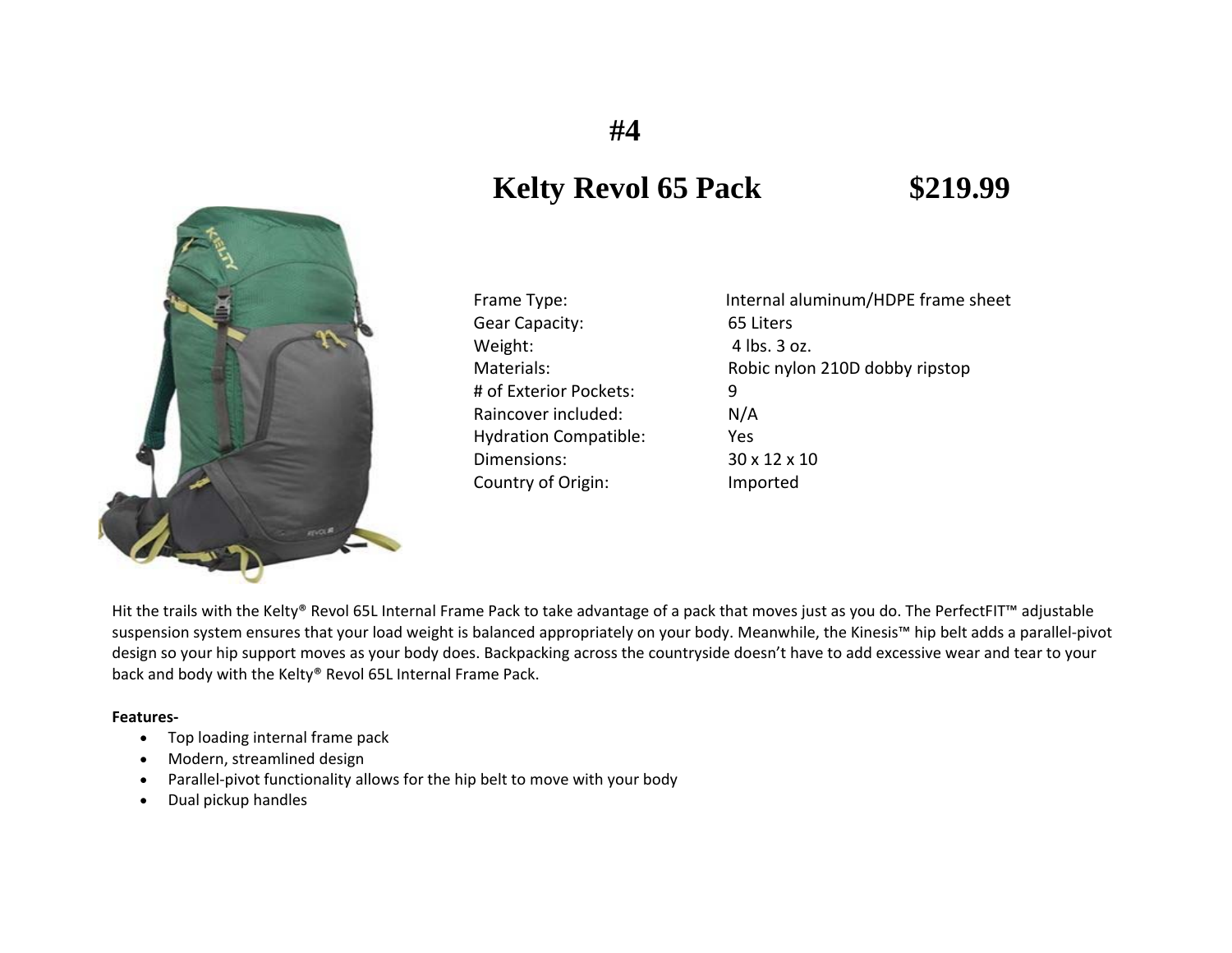# #4

## Kelty Revol 65 Pack $219.99

| | |
|---|---|
| Frame Type: | Internal aluminum/HDPE frame sheet |
| Gear Capacity: | 65 Liters |
| Weight: | 4 lbs. 3 oz. |
| Materials: | Robic nylon 210D dobby ripstop |
| # of Exterior Pockets: | 9 |
| Raincover included: | N/A |
| Hydration Compatible: | Yes |
| Dimensions: | 30 x 12 x 10 |
| Country of Origin: | Imported |

Hit the trails with the Kelty® Revol 65L Internal Frame Pack to take advantage of a pack that moves just as you do. The PerfectFIT™ adjustable suspension system ensures that your load weight is balanced appropriately on your body. Meanwhile, the Kinesis™ hip belt adds a parallel-pivot design so your hip support moves as your body does. Backpacking across the countryside doesn't have to add excessive wear and tear to your back and body with the Kelty® Revol 65L Internal Frame Pack.

**Features-**

- Top loading internal frame pack
- Modern, streamlined design
- Parallel-pivot functionality allows for the hip belt to move with your body
- Dual pickup handles